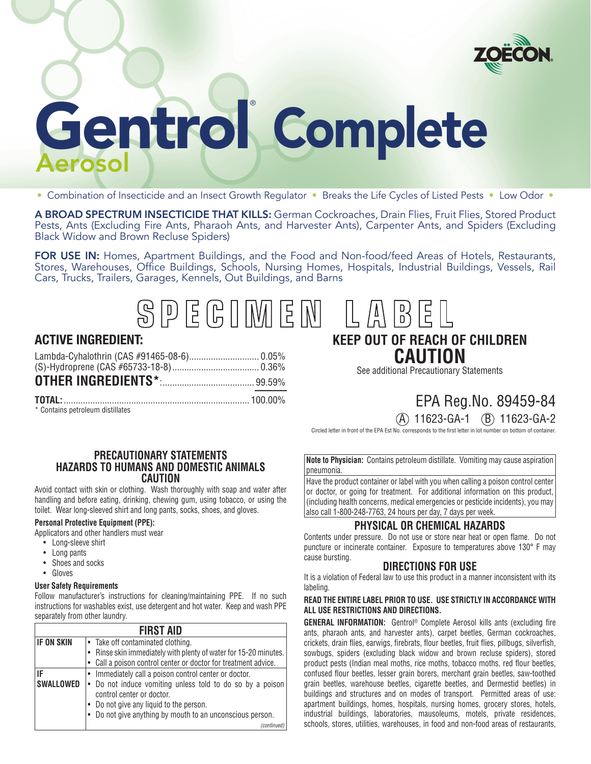ZOËCON®

# Gentrol® Complete

## Aerosol

• Combination of Insecticide and an Insect Growth Regulator • Breaks the Life Cycles of Listed Pests • Low Odor •

**A BROAD SPECTRUM INSECTICIDE THAT KILLS:** German Cockroaches, Drain Flies, Fruit Flies, Stored Product Pests, Ants (Excluding Fire Ants, Pharaoh Ants, and Harvester Ants), Carpenter Ants, and Spiders (Excluding Black Widow and Brown Recluse Spiders)

**FOR USE IN:** Homes, Apartment Buildings, and the Food and Non-food/feed Areas of Hotels, Restaurants, Stores, Warehouses, Office Buildings, Schools, Nursing Homes, Hospitals, Industrial Buildings, Vessels, Rail Cars, Trucks, Trailers, Garages, Kennels, Out Buildings, and Barns

# SPECIMEN LABEL

### ACTIVE INGREDIENT:

| | |
|---|---|
| Lambda-Cyhalothrin (CAS #91465-08-6) | 0.05% |
| (S)-Hydroprene (CAS #65733-18-8) | 0.36% |
| **OTHER INGREDIENTS*:** | 99.59% |
| **TOTAL:** | 100.00% |

\* Contains petroleum distillates

### KEEP OUT OF REACH OF CHILDREN

## CAUTION

See additional Precautionary Statements

EPA Reg.No. 89459-84

(A) 11623-GA-1 (B) 11623-GA-2

Circled letter in front of the EPA Est No. corresponds to the first letter in lot number on bottom of container.

### PRECAUTIONARY STATEMENTS
### HAZARDS TO HUMANS AND DOMESTIC ANIMALS
### CAUTION

Avoid contact with skin or clothing. Wash thoroughly with soap and water after handling and before eating, drinking, chewing gum, using tobacco, or using the toilet. Wear long-sleeved shirt and long pants, socks, shoes, and gloves.

**Personal Protective Equipment (PPE):**

Applicators and other handlers must wear

- Long-sleeve shirt
- Long pants
- Shoes and socks
- Gloves

**User Safety Requirements**

Follow manufacturer's instructions for cleaning/maintaining PPE. If no such instructions for washables exist, use detergent and hot water. Keep and wash PPE separately from other laundry.

| FIRST AID | |
|---|---|
| **IF ON SKIN** | • Take off contaminated clothing.<br>• Rinse skin immediately with plenty of water for 15-20 minutes.<br>• Call a poison control center or doctor for treatment advice. |
| **IF SWALLOWED** | • Immediately call a poison control center or doctor.<br>• Do not induce vomiting unless told to do so by a poison control center or doctor.<br>• Do not give any liquid to the person.<br>• Do not give anything by mouth to an unconscious person.<br>*(continued)* |

**Note to Physician:** Contains petroleum distillate. Vomiting may cause aspiration pneumonia.

Have the product container or label with you when calling a poison control center or doctor, or going for treatment. For additional information on this product, (including health concerns, medical emergencies or pesticide incidents), you may also call 1-800-248-7763, 24 hours per day, 7 days per week.

### PHYSICAL OR CHEMICAL HAZARDS

Contents under pressure. Do not use or store near heat or open flame. Do not puncture or incinerate container. Exposure to temperatures above 130° F may cause bursting.

### DIRECTIONS FOR USE

It is a violation of Federal law to use this product in a manner inconsistent with its labeling.

**READ THE ENTIRE LABEL PRIOR TO USE. USE STRICTLY IN ACCORDANCE WITH ALL USE RESTRICTIONS AND DIRECTIONS.**

**GENERAL INFORMATION:** Gentrol® Complete Aerosol kills ants (excluding fire ants, pharaoh ants, and harvester ants), carpet beetles, German cockroaches, crickets, drain flies, earwigs, firebrats, flour beetles, fruit flies, pillbugs, silverfish, sowbugs, spiders (excluding black widow and brown recluse spiders), stored product pests (Indian meal moths, rice moths, tobacco moths, red flour beetles, confused flour beetles, lesser grain borers, merchant grain beetles, saw-toothed grain beetles, warehouse beetles, cigarette beetles, and Dermestid beetles) in buildings and structures and on modes of transport. Permitted areas of use: apartment buildings, homes, hospitals, nursing homes, grocery stores, hotels, industrial buildings, laboratories, mausoleums, motels, private residences, schools, stores, utilities, warehouses, in food and non-food areas of restaurants,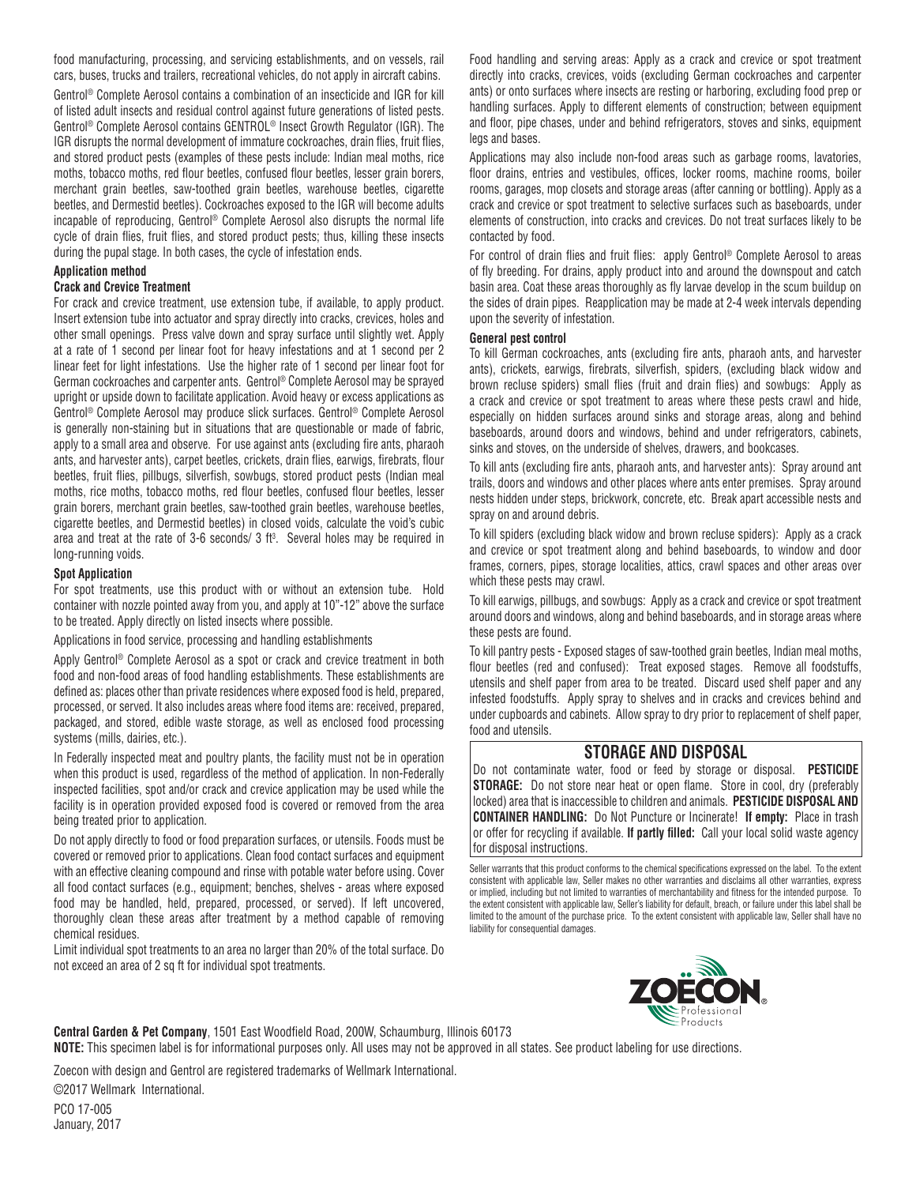food manufacturing, processing, and servicing establishments, and on vessels, rail cars, buses, trucks and trailers, recreational vehicles, do not apply in aircraft cabins.

Gentrol® Complete Aerosol contains a combination of an insecticide and IGR for kill of listed adult insects and residual control against future generations of listed pests. Gentrol® Complete Aerosol contains GENTROL® Insect Growth Regulator (IGR). The IGR disrupts the normal development of immature cockroaches, drain flies, fruit flies, and stored product pests (examples of these pests include: Indian meal moths, rice moths, tobacco moths, red flour beetles, confused flour beetles, lesser grain borers, merchant grain beetles, saw-toothed grain beetles, warehouse beetles, cigarette beetles, and Dermestid beetles). Cockroaches exposed to the IGR will become adults incapable of reproducing, Gentrol® Complete Aerosol also disrupts the normal life cycle of drain flies, fruit flies, and stored product pests; thus, killing these insects during the pupal stage. In both cases, the cycle of infestation ends.

**Application method**

**Crack and Crevice Treatment**

For crack and crevice treatment, use extension tube, if available, to apply product. Insert extension tube into actuator and spray directly into cracks, crevices, holes and other small openings. Press valve down and spray surface until slightly wet. Apply at a rate of 1 second per linear foot for heavy infestations and at 1 second per 2 linear feet for light infestations. Use the higher rate of 1 second per linear foot for German cockroaches and carpenter ants. Gentrol® Complete Aerosol may be sprayed upright or upside down to facilitate application. Avoid heavy or excess applications as Gentrol® Complete Aerosol may produce slick surfaces. Gentrol® Complete Aerosol is generally non-staining but in situations that are questionable or made of fabric, apply to a small area and observe. For use against ants (excluding fire ants, pharaoh ants, and harvester ants), carpet beetles, crickets, drain flies, earwigs, firebrats, flour beetles, fruit flies, pillbugs, silverfish, sowbugs, stored product pests (Indian meal moths, rice moths, tobacco moths, red flour beetles, confused flour beetles, lesser grain borers, merchant grain beetles, saw-toothed grain beetles, warehouse beetles, cigarette beetles, and Dermestid beetles) in closed voids, calculate the void's cubic area and treat at the rate of 3-6 seconds/ 3 $ft^3$. Several holes may be required in long-running voids.

**Spot Application**

For spot treatments, use this product with or without an extension tube. Hold container with nozzle pointed away from you, and apply at 10"-12" above the surface to be treated. Apply directly on listed insects where possible.

Applications in food service, processing and handling establishments

Apply Gentrol® Complete Aerosol as a spot or crack and crevice treatment in both food and non-food areas of food handling establishments. These establishments are defined as: places other than private residences where exposed food is held, prepared, processed, or served. It also includes areas where food items are: received, prepared, packaged, and stored, edible waste storage, as well as enclosed food processing systems (mills, dairies, etc.).

In Federally inspected meat and poultry plants, the facility must not be in operation when this product is used, regardless of the method of application. In non-Federally inspected facilities, spot and/or crack and crevice application may be used while the facility is in operation provided exposed food is covered or removed from the area being treated prior to application.

Do not apply directly to food or food preparation surfaces, or utensils. Foods must be covered or removed prior to applications. Clean food contact surfaces and equipment with an effective cleaning compound and rinse with potable water before using. Cover all food contact surfaces (e.g., equipment; benches, shelves - areas where exposed food may be handled, held, prepared, processed, or served). If left uncovered, thoroughly clean these areas after treatment by a method capable of removing chemical residues.

Limit individual spot treatments to an area no larger than 20% of the total surface. Do not exceed an area of 2 sq ft for individual spot treatments.

Food handling and serving areas: Apply as a crack and crevice or spot treatment directly into cracks, crevices, voids (excluding German cockroaches and carpenter ants) or onto surfaces where insects are resting or harboring, excluding food prep or handling surfaces. Apply to different elements of construction; between equipment and floor, pipe chases, under and behind refrigerators, stoves and sinks, equipment legs and bases.

Applications may also include non-food areas such as garbage rooms, lavatories, floor drains, entries and vestibules, offices, locker rooms, machine rooms, boiler rooms, garages, mop closets and storage areas (after canning or bottling). Apply as a crack and crevice or spot treatment to selective surfaces such as baseboards, under elements of construction, into cracks and crevices. Do not treat surfaces likely to be contacted by food.

For control of drain flies and fruit flies: apply Gentrol® Complete Aerosol to areas of fly breeding. For drains, apply product into and around the downspout and catch basin area. Coat these areas thoroughly as fly larvae develop in the scum buildup on the sides of drain pipes. Reapplication may be made at 2-4 week intervals depending upon the severity of infestation.

**General pest control**

To kill German cockroaches, ants (excluding fire ants, pharaoh ants, and harvester ants), crickets, earwigs, firebrats, silverfish, spiders, (excluding black widow and brown recluse spiders) small flies (fruit and drain flies) and sowbugs: Apply as a crack and crevice or spot treatment to areas where these pests crawl and hide, especially on hidden surfaces around sinks and storage areas, along and behind baseboards, around doors and windows, behind and under refrigerators, cabinets, sinks and stoves, on the underside of shelves, drawers, and bookcases.

To kill ants (excluding fire ants, pharaoh ants, and harvester ants): Spray around ant trails, doors and windows and other places where ants enter premises. Spray around nests hidden under steps, brickwork, concrete, etc. Break apart accessible nests and spray on and around debris.

To kill spiders (excluding black widow and brown recluse spiders): Apply as a crack and crevice or spot treatment along and behind baseboards, to window and door frames, corners, pipes, storage localities, attics, crawl spaces and other areas over which these pests may crawl.

To kill earwigs, pillbugs, and sowbugs: Apply as a crack and crevice or spot treatment around doors and windows, along and behind baseboards, and in storage areas where these pests are found.

To kill pantry pests - Exposed stages of saw-toothed grain beetles, Indian meal moths, flour beetles (red and confused): Treat exposed stages. Remove all foodstuffs, utensils and shelf paper from area to be treated. Discard used shelf paper and any infested foodstuffs. Apply spray to shelves and in cracks and crevices behind and under cupboards and cabinets. Allow spray to dry prior to replacement of shelf paper, food and utensils.

## STORAGE AND DISPOSAL

Do not contaminate water, food or feed by storage or disposal. **PESTICIDE STORAGE:** Do not store near heat or open flame. Store in cool, dry (preferably locked) area that is inaccessible to children and animals. **PESTICIDE DISPOSAL AND CONTAINER HANDLING:** Do Not Puncture or Incinerate! **If empty:** Place in trash or offer for recycling if available. **If partly filled:** Call your local solid waste agency for disposal instructions.

Seller warrants that this product conforms to the chemical specifications expressed on the label. To the extent consistent with applicable law, Seller makes no other warranties and disclaims all other warranties, express or implied, including but not limited to warranties of merchantability and fitness for the intended purpose. To the extent consistent with applicable law, Seller's liability for default, breach, or failure under this label shall be limited to the amount of the purchase price. To the extent consistent with applicable law, Seller shall have no liability for consequential damages.

ZOËCON® Professional Products

**Central Garden & Pet Company**, 1501 East Woodfield Road, 200W, Schaumburg, Illinois 60173

**NOTE:** This specimen label is for informational purposes only. All uses may not be approved in all states. See product labeling for use directions.

Zoecon with design and Gentrol are registered trademarks of Wellmark International.

©2017 Wellmark International.

PCO 17-005
January, 2017